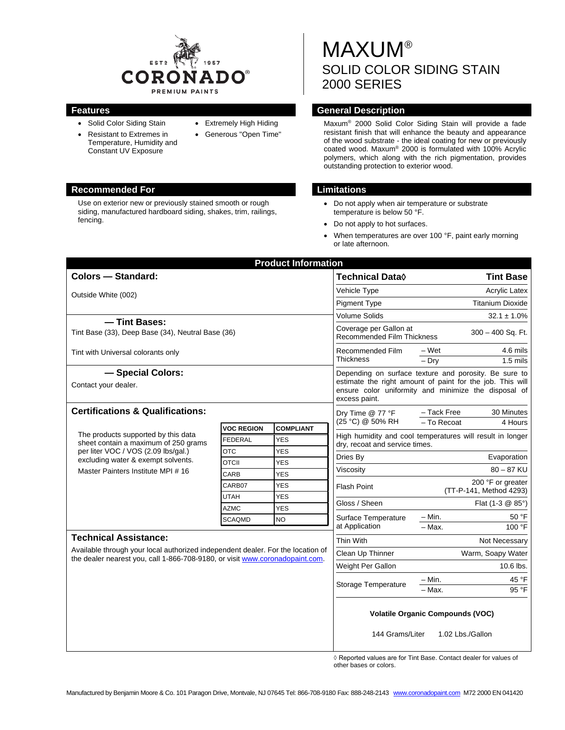# MAXUM®

## SOLID COLOR SIDING STAIN 2000 SERIES

CORONADO® PREMIUM PAINTS — EST. 1957

## Features

- Solid Color Siding Stain
- Resistant to Extremes in Temperature, Humidity and Constant UV Exposure
- Extremely High Hiding
- Generous "Open Time"

## General Description

Maxum® 2000 Solid Color Siding Stain will provide a fade resistant finish that will enhance the beauty and appearance of the wood substrate - the ideal coating for new or previously coated wood. Maxum® 2000 is formulated with 100% Acrylic polymers, which along with the rich pigmentation, provides outstanding protection to exterior wood.

## Recommended For

Use on exterior new or previously stained smooth or rough siding, manufactured hardboard siding, shakes, trim, railings, fencing.

## Limitations

- Do not apply when air temperature or substrate temperature is below 50 °F.
- Do not apply to hot surfaces.
- When temperatures are over 100 °F, paint early morning or late afternoon.

## Product Information

### Colors — Standard:

Outside White (002)

### — Tint Bases:

Tint Base (33), Deep Base (34), Neutral Base (36)

Tint with Universal colorants only

### — Special Colors:

Contact your dealer.

### Certifications & Qualifications:

The products supported by this data sheet contain a maximum of 250 grams per liter VOC / VOS (2.09 lbs/gal.) excluding water & exempt solvents.

Master Painters Institute MPI # 16

| VOC REGION | COMPLIANT |
|---|---|
| FEDERAL | YES |
| OTC | YES |
| OTCII | YES |
| CARB | YES |
| CARB07 | YES |
| UTAH | YES |
| AZMC | YES |
| SCAQMD | NO |

### Technical Assistance:

Available through your local authorized independent dealer. For the location of the dealer nearest you, call 1-866-708-9180, or visit www.coronadopaint.com.

| Technical Data◊ | | Tint Base |
|---|---|---|
| Vehicle Type | | Acrylic Latex |
| Pigment Type | | Titanium Dioxide |
| Volume Solids | | 32.1 ± 1.0% |
| Coverage per Gallon at Recommended Film Thickness | | 300 – 400 Sq. Ft. |
| Recommended Film Thickness | – Wet | 4.6 mils |
| | – Dry | 1.5 mils |
| Depending on surface texture and porosity. Be sure to estimate the right amount of paint for the job. This will ensure color uniformity and minimize the disposal of excess paint. | | |
| Dry Time @ 77 °F (25 °C) @ 50% RH | – Tack Free | 30 Minutes |
| | – To Recoat | 4 Hours |
| High humidity and cool temperatures will result in longer dry, recoat and service times. | | |
| Dries By | | Evaporation |
| Viscosity | | 80 – 87 KU |
| Flash Point | | 200 °F or greater (TT-P-141, Method 4293) |
| Gloss / Sheen | | Flat (1-3 @ 85°) |
| Surface Temperature at Application | – Min. | 50 °F |
| | – Max. | 100 °F |
| Thin With | | Not Necessary |
| Clean Up Thinner | | Warm, Soapy Water |
| Weight Per Gallon | | 10.6 lbs. |
| Storage Temperature | – Min. | 45 °F |
| | – Max. | 95 °F |

**Volatile Organic Compounds (VOC)**

144 Grams/Liter 1.02 Lbs./Gallon

◊ Reported values are for Tint Base. Contact dealer for values of other bases or colors.

Manufactured by Benjamin Moore & Co. 101 Paragon Drive, Montvale, NJ 07645 Tel: 866-708-9180 Fax: 888-248-2143 www.coronadopaint.com M72 2000 EN 041420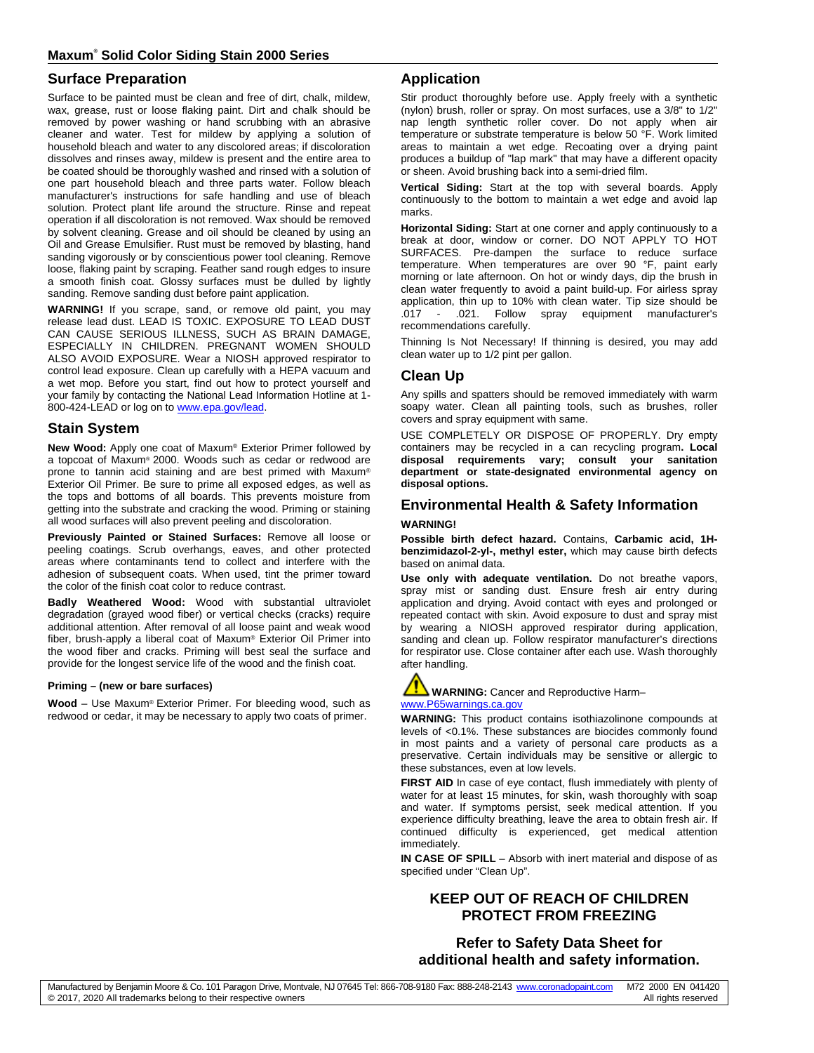# Maxum® Solid Color Siding Stain 2000 Series

## Surface Preparation

Surface to be painted must be clean and free of dirt, chalk, mildew, wax, grease, rust or loose flaking paint. Dirt and chalk should be removed by power washing or hand scrubbing with an abrasive cleaner and water. Test for mildew by applying a solution of household bleach and water to any discolored areas; if discoloration dissolves and rinses away, mildew is present and the entire area to be coated should be thoroughly washed and rinsed with a solution of one part household bleach and three parts water. Follow bleach manufacturer's instructions for safe handling and use of bleach solution. Protect plant life around the structure. Rinse and repeat operation if all discoloration is not removed. Wax should be removed by solvent cleaning. Grease and oil should be cleaned by using an Oil and Grease Emulsifier. Rust must be removed by blasting, hand sanding vigorously or by conscientious power tool cleaning. Remove loose, flaking paint by scraping. Feather sand rough edges to insure a smooth finish coat. Glossy surfaces must be dulled by lightly sanding. Remove sanding dust before paint application.

**WARNING!** If you scrape, sand, or remove old paint, you may release lead dust. LEAD IS TOXIC. EXPOSURE TO LEAD DUST CAN CAUSE SERIOUS ILLNESS, SUCH AS BRAIN DAMAGE, ESPECIALLY IN CHILDREN. PREGNANT WOMEN SHOULD ALSO AVOID EXPOSURE. Wear a NIOSH approved respirator to control lead exposure. Clean up carefully with a HEPA vacuum and a wet mop. Before you start, find out how to protect yourself and your family by contacting the National Lead Information Hotline at 1-800-424-LEAD or log on to www.epa.gov/lead.

## Stain System

**New Wood:** Apply one coat of Maxum® Exterior Primer followed by a topcoat of Maxum® 2000. Woods such as cedar or redwood are prone to tannin acid staining and are best primed with Maxum® Exterior Oil Primer. Be sure to prime all exposed edges, as well as the tops and bottoms of all boards. This prevents moisture from getting into the substrate and cracking the wood. Priming or staining all wood surfaces will also prevent peeling and discoloration.

**Previously Painted or Stained Surfaces:** Remove all loose or peeling coatings. Scrub overhangs, eaves, and other protected areas where contaminants tend to collect and interfere with the adhesion of subsequent coats. When used, tint the primer toward the color of the finish coat color to reduce contrast.

**Badly Weathered Wood:** Wood with substantial ultraviolet degradation (grayed wood fiber) or vertical checks (cracks) require additional attention. After removal of all loose paint and weak wood fiber, brush-apply a liberal coat of Maxum® Exterior Oil Primer into the wood fiber and cracks. Priming will best seal the surface and provide for the longest service life of the wood and the finish coat.

**Priming – (new or bare surfaces)**

**Wood** – Use Maxum® Exterior Primer. For bleeding wood, such as redwood or cedar, it may be necessary to apply two coats of primer.

## Application

Stir product thoroughly before use. Apply freely with a synthetic (nylon) brush, roller or spray. On most surfaces, use a 3/8" to 1/2" nap length synthetic roller cover. Do not apply when air temperature or substrate temperature is below 50 °F. Work limited areas to maintain a wet edge. Recoating over a drying paint produces a buildup of "lap mark" that may have a different opacity or sheen. Avoid brushing back into a semi-dried film.

**Vertical Siding:** Start at the top with several boards. Apply continuously to the bottom to maintain a wet edge and avoid lap marks.

**Horizontal Siding:** Start at one corner and apply continuously to a break at door, window or corner. DO NOT APPLY TO HOT SURFACES. Pre-dampen the surface to reduce surface temperature. When temperatures are over 90 °F, paint early morning or late afternoon. On hot or windy days, dip the brush in clean water frequently to avoid a paint build-up. For airless spray application, thin up to 10% with clean water. Tip size should be .017 - .021. Follow spray equipment manufacturer's recommendations carefully.

Thinning Is Not Necessary! If thinning is desired, you may add clean water up to 1/2 pint per gallon.

## Clean Up

Any spills and spatters should be removed immediately with warm soapy water. Clean all painting tools, such as brushes, roller covers and spray equipment with same.

USE COMPLETELY OR DISPOSE OF PROPERLY. Dry empty containers may be recycled in a can recycling program. **Local disposal requirements vary; consult your sanitation department or state-designated environmental agency on disposal options.**

## Environmental Health & Safety Information

**WARNING!**

**Possible birth defect hazard.** Contains, **Carbamic acid, 1H-benzimidazol-2-yl-, methyl ester,** which may cause birth defects based on animal data.

**Use only with adequate ventilation.** Do not breathe vapors, spray mist or sanding dust. Ensure fresh air entry during application and drying. Avoid contact with eyes and prolonged or repeated contact with skin. Avoid exposure to dust and spray mist by wearing a NIOSH approved respirator during application, sanding and clean up. Follow respirator manufacturer's directions for respirator use. Close container after each use. Wash thoroughly after handling.

**WARNING:** Cancer and Reproductive Harm– www.P65warnings.ca.gov

**WARNING:** This product contains isothiazolinone compounds at levels of <0.1%. These substances are biocides commonly found in most paints and a variety of personal care products as a preservative. Certain individuals may be sensitive or allergic to these substances, even at low levels.

**FIRST AID** In case of eye contact, flush immediately with plenty of water for at least 15 minutes, for skin, wash thoroughly with soap and water. If symptoms persist, seek medical attention. If you experience difficulty breathing, leave the area to obtain fresh air. If continued difficulty is experienced, get medical attention immediately.

**IN CASE OF SPILL** – Absorb with inert material and dispose of as specified under "Clean Up".

**KEEP OUT OF REACH OF CHILDREN**
**PROTECT FROM FREEZING**

**Refer to Safety Data Sheet for additional health and safety information.**

Manufactured by Benjamin Moore & Co. 101 Paragon Drive, Montvale, NJ 07645 Tel: 866-708-9180 Fax: 888-248-2143 www.coronadopaint.com M72 2000 EN 041420
© 2017, 2020 All trademarks belong to their respective owners All rights reserved